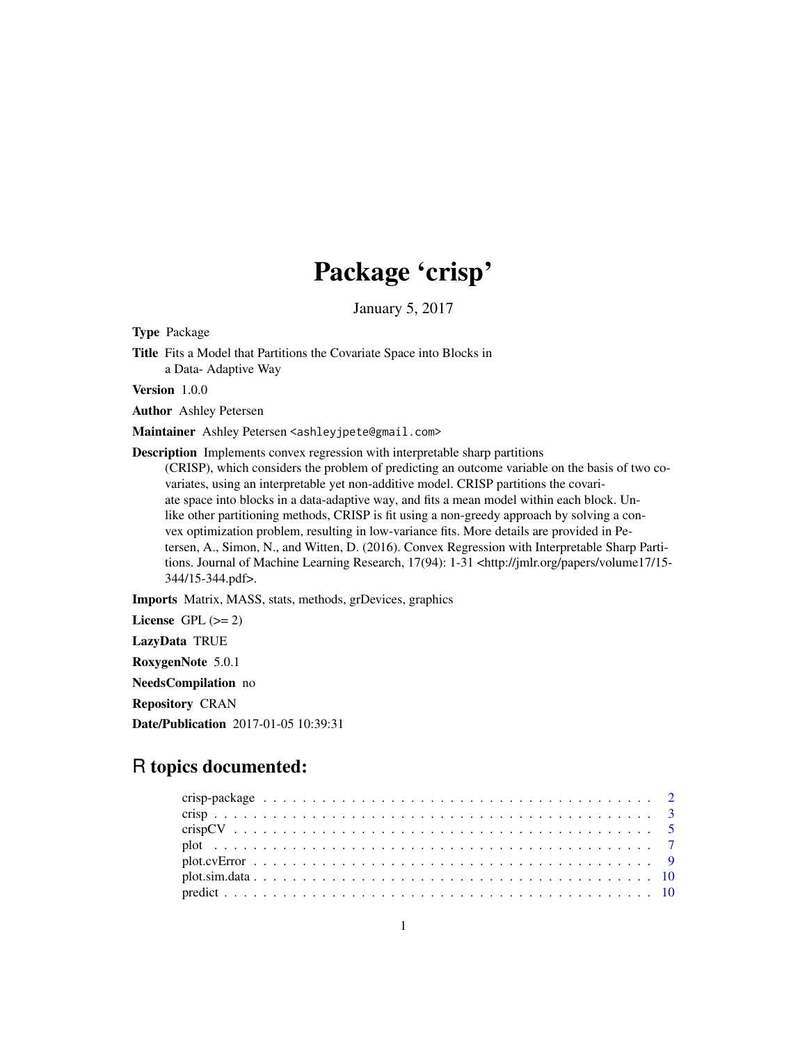# Package 'crisp'

January 5, 2017

**Type** Package

**Title** Fits a Model that Partitions the Covariate Space into Blocks in a Data- Adaptive Way

**Version** 1.0.0

**Author** Ashley Petersen

**Maintainer** Ashley Petersen <ashleyjpete@gmail.com>

**Description** Implements convex regression with interpretable sharp partitions (CRISP), which considers the problem of predicting an outcome variable on the basis of two covariates, using an interpretable yet non-additive model. CRISP partitions the covariate space into blocks in a data-adaptive way, and fits a mean model within each block. Unlike other partitioning methods, CRISP is fit using a non-greedy approach by solving a convex optimization problem, resulting in low-variance fits. More details are provided in Petersen, A., Simon, N., and Witten, D. (2016). Convex Regression with Interpretable Sharp Partitions. Journal of Machine Learning Research, 17(94): 1-31 <http://jmlr.org/papers/volume17/15-344/15-344.pdf>.

**Imports** Matrix, MASS, stats, methods, grDevices, graphics

**License** GPL (>= 2)

**LazyData** TRUE

**RoxygenNote** 5.0.1

**NeedsCompilation** no

**Repository** CRAN

**Date/Publication** 2017-01-05 10:39:31

## R topics documented:

| | |
|---|---|
| crisp-package | 2 |
| crisp | 3 |
| crispCV | 5 |
| plot | 7 |
| plot.cvError | 9 |
| plot.sim.data | 10 |
| predict | 10 |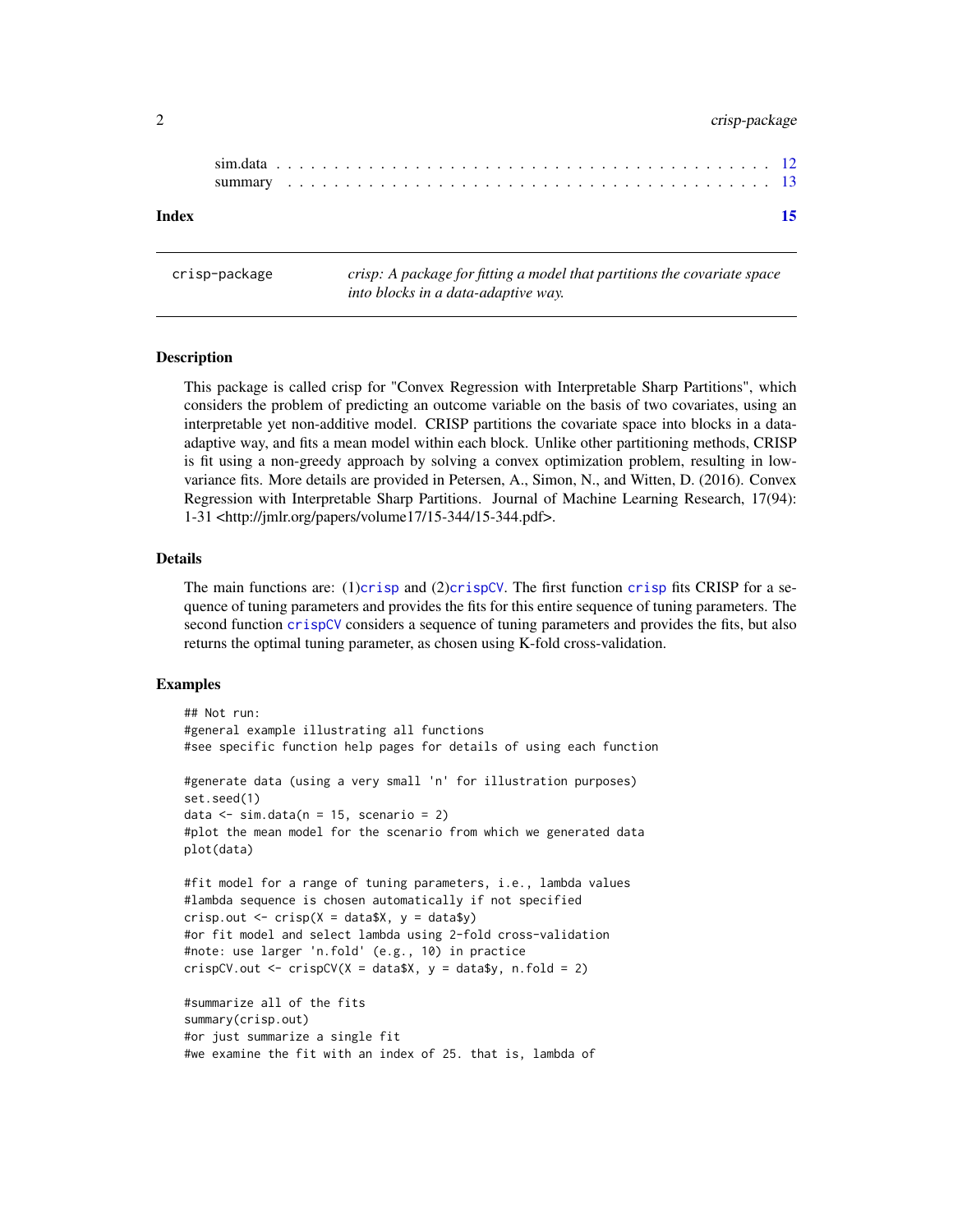sim.data . . . . . . . . . . . . . . . . . . . . . . . . . . . . . . . . . . . . . . . . . 12
summary . . . . . . . . . . . . . . . . . . . . . . . . . . . . . . . . . . . . . . . . . 13

**Index** **15**

---

crisp-package — *crisp: A package for fitting a model that partitions the covariate space into blocks in a data-adaptive way.*

---

## Description

This package is called crisp for "Convex Regression with Interpretable Sharp Partitions", which considers the problem of predicting an outcome variable on the basis of two covariates, using an interpretable yet non-additive model. CRISP partitions the covariate space into blocks in a data-adaptive way, and fits a mean model within each block. Unlike other partitioning methods, CRISP is fit using a non-greedy approach by solving a convex optimization problem, resulting in low-variance fits. More details are provided in Petersen, A., Simon, N., and Witten, D. (2016). Convex Regression with Interpretable Sharp Partitions. Journal of Machine Learning Research, 17(94): 1-31 <http://jmlr.org/papers/volume17/15-344/15-344.pdf>.

## Details

The main functions are: (1)`crisp` and (2)`crispCV`. The first function `crisp` fits CRISP for a sequence of tuning parameters and provides the fits for this entire sequence of tuning parameters. The second function `crispCV` considers a sequence of tuning parameters and provides the fits, but also returns the optimal tuning parameter, as chosen using K-fold cross-validation.

## Examples

```
## Not run:
#general example illustrating all functions
#see specific function help pages for details of using each function

#generate data (using a very small 'n' for illustration purposes)
set.seed(1)
data <- sim.data(n = 15, scenario = 2)
#plot the mean model for the scenario from which we generated data
plot(data)

#fit model for a range of tuning parameters, i.e., lambda values
#lambda sequence is chosen automatically if not specified
crisp.out <- crisp(X = data$X, y = data$y)
#or fit model and select lambda using 2-fold cross-validation
#note: use larger 'n.fold' (e.g., 10) in practice
crispCV.out <- crispCV(X = data$X, y = data$y, n.fold = 2)

#summarize all of the fits
summary(crisp.out)
#or just summarize a single fit
#we examine the fit with an index of 25. that is, lambda of
```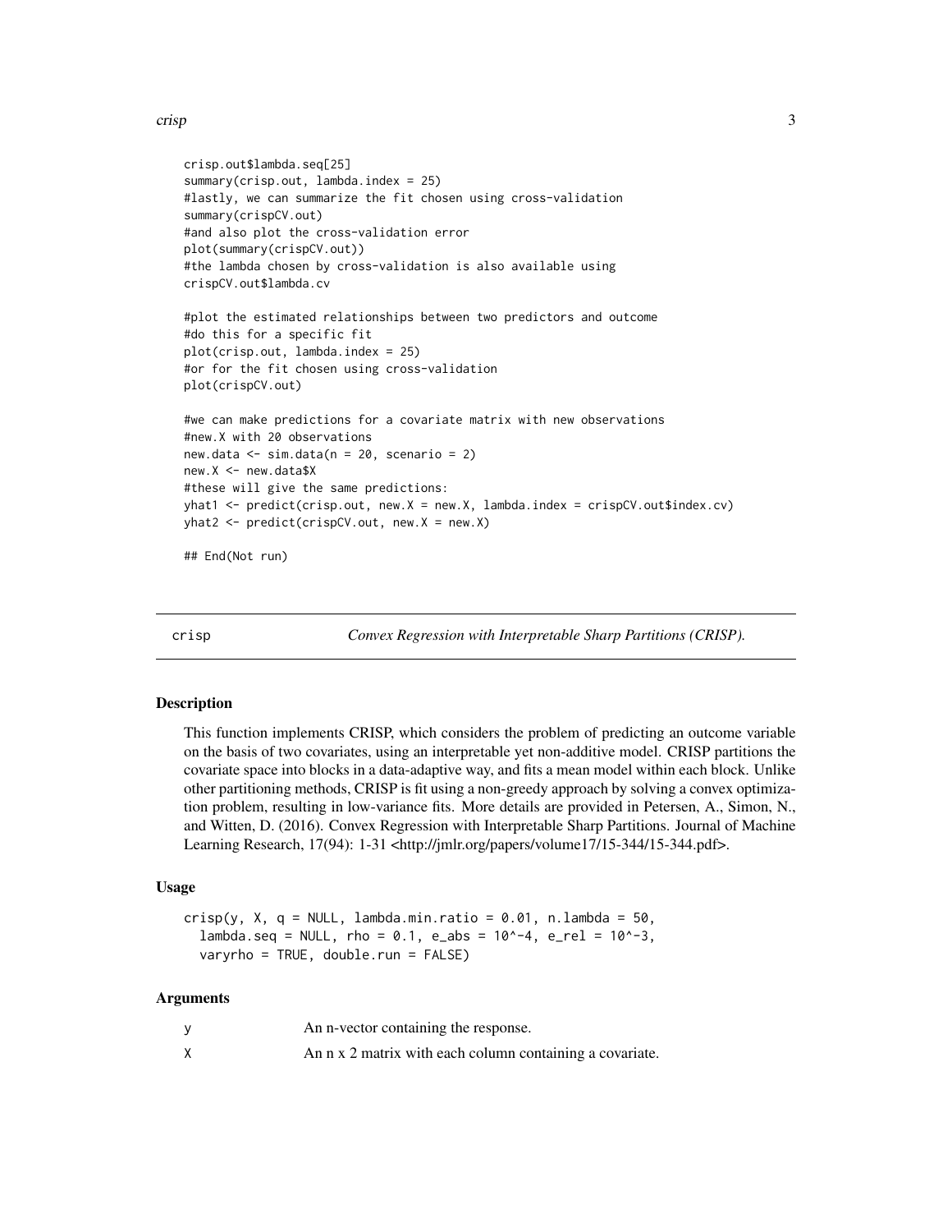```
crisp.out$lambda.seq[25]
summary(crisp.out, lambda.index = 25)
#lastly, we can summarize the fit chosen using cross-validation
summary(crispCV.out)
#and also plot the cross-validation error
plot(summary(crispCV.out))
#the lambda chosen by cross-validation is also available using
crispCV.out$lambda.cv

#plot the estimated relationships between two predictors and outcome
#do this for a specific fit
plot(crisp.out, lambda.index = 25)
#or for the fit chosen using cross-validation
plot(crispCV.out)

#we can make predictions for a covariate matrix with new observations
#new.X with 20 observations
new.data <- sim.data(n = 20, scenario = 2)
new.X <- new.data$X
#these will give the same predictions:
yhat1 <- predict(crisp.out, new.X = new.X, lambda.index = crispCV.out$index.cv)
yhat2 <- predict(crispCV.out, new.X = new.X)

## End(Not run)
```

## crisp — *Convex Regression with Interpretable Sharp Partitions (CRISP).*

### Description

This function implements CRISP, which considers the problem of predicting an outcome variable on the basis of two covariates, using an interpretable yet non-additive model. CRISP partitions the covariate space into blocks in a data-adaptive way, and fits a mean model within each block. Unlike other partitioning methods, CRISP is fit using a non-greedy approach by solving a convex optimization problem, resulting in low-variance fits. More details are provided in Petersen, A., Simon, N., and Witten, D. (2016). Convex Regression with Interpretable Sharp Partitions. Journal of Machine Learning Research, 17(94): 1-31 <http://jmlr.org/papers/volume17/15-344/15-344.pdf>.

### Usage

```
crisp(y, X, q = NULL, lambda.min.ratio = 0.01, n.lambda = 50,
  lambda.seq = NULL, rho = 0.1, e_abs = 10^-4, e_rel = 10^-3,
  varyrho = TRUE, double.run = FALSE)
```

### Arguments

| | |
|---|---|
| y | An n-vector containing the response. |
| X | An n x 2 matrix with each column containing a covariate. |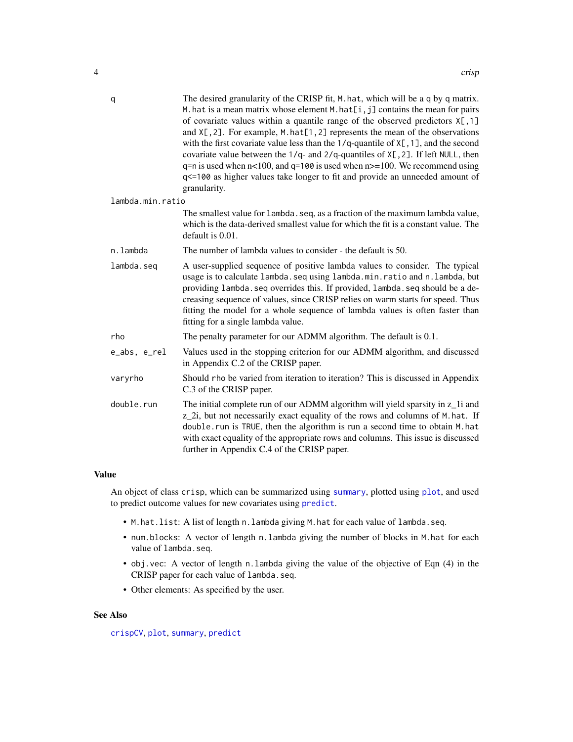`q` The desired granularity of the CRISP fit, `M.hat`, which will be a `q` by `q` matrix. `M.hat` is a mean matrix whose element `M.hat[i,j]` contains the mean for pairs of covariate values within a quantile range of the observed predictors `X[,1]` and `X[,2]`. For example, `M.hat[1,2]` represents the mean of the observations with the first covariate value less than the `1/q`-quantile of `X[,1]`, and the second covariate value between the `1/q`- and `2/q`-quantiles of `X[,2]`. If left `NULL`, then q=n is used when n<100, and q=`100` is used when n>=100. We recommend using `q<=100` as higher values take longer to fit and provide an unneeded amount of granularity.

`lambda.min.ratio` The smallest value for `lambda.seq`, as a fraction of the maximum lambda value, which is the data-derived smallest value for which the fit is a constant value. The default is 0.01.

`n.lambda` The number of lambda values to consider - the default is 50.

`lambda.seq` A user-supplied sequence of positive lambda values to consider. The typical usage is to calculate `lambda.seq` using `lambda.min.ratio` and `n.lambda`, but providing `lambda.seq` overrides this. If provided, `lambda.seq` should be a decreasing sequence of values, since CRISP relies on warm starts for speed. Thus fitting the model for a whole sequence of lambda values is often faster than fitting for a single lambda value.

`rho` The penalty parameter for our ADMM algorithm. The default is 0.1.

`e_abs, e_rel` Values used in the stopping criterion for our ADMM algorithm, and discussed in Appendix C.2 of the CRISP paper.

`varyrho` Should `rho` be varied from iteration to iteration? This is discussed in Appendix C.3 of the CRISP paper.

`double.run` The initial complete run of our ADMM algorithm will yield sparsity in z_1i and z_2i, but not necessarily exact equality of the rows and columns of `M.hat`. If `double.run` is `TRUE`, then the algorithm is run a second time to obtain `M.hat` with exact equality of the appropriate rows and columns. This issue is discussed further in Appendix C.4 of the CRISP paper.

## Value

An object of class `crisp`, which can be summarized using `summary`, plotted using `plot`, and used to predict outcome values for new covariates using `predict`.

- `M.hat.list`: A list of length `n.lambda` giving `M.hat` for each value of `lambda.seq`.
- `num.blocks`: A vector of length `n.lambda` giving the number of blocks in `M.hat` for each value of `lambda.seq`.
- `obj.vec`: A vector of length `n.lambda` giving the value of the objective of Eqn (4) in the CRISP paper for each value of `lambda.seq`.
- Other elements: As specified by the user.

## See Also

`crispCV`, `plot`, `summary`, `predict`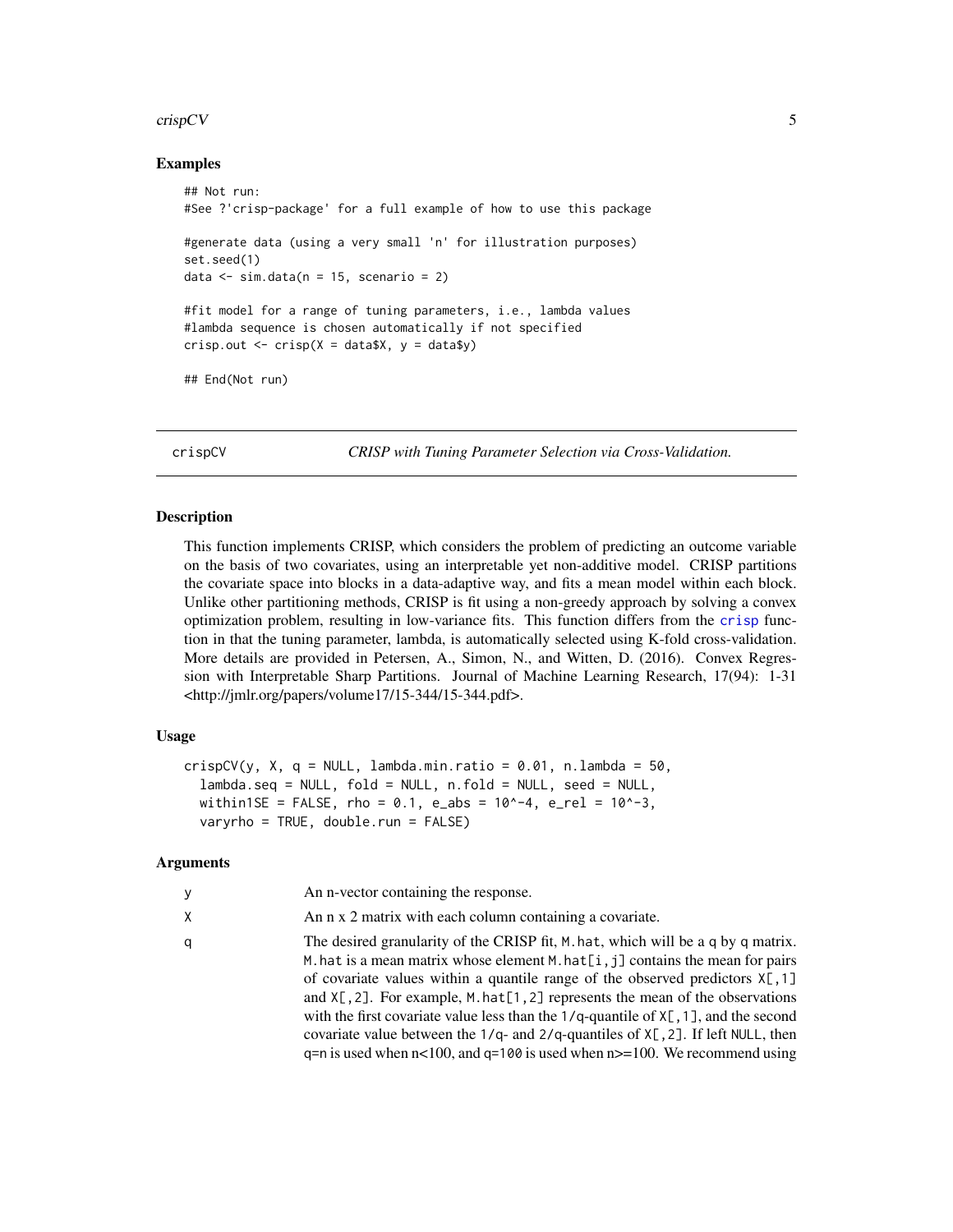### Examples

```
## Not run:
#See ?'crisp-package' for a full example of how to use this package

#generate data (using a very small 'n' for illustration purposes)
set.seed(1)
data <- sim.data(n = 15, scenario = 2)

#fit model for a range of tuning parameters, i.e., lambda values
#lambda sequence is chosen automatically if not specified
crisp.out <- crisp(X = data$X, y = data$y)

## End(Not run)
```

---

## crispCV — *CRISP with Tuning Parameter Selection via Cross-Validation.*

### Description

This function implements CRISP, which considers the problem of predicting an outcome variable on the basis of two covariates, using an interpretable yet non-additive model. CRISP partitions the covariate space into blocks in a data-adaptive way, and fits a mean model within each block. Unlike other partitioning methods, CRISP is fit using a non-greedy approach by solving a convex optimization problem, resulting in low-variance fits. This function differs from the `crisp` function in that the tuning parameter, lambda, is automatically selected using K-fold cross-validation. More details are provided in Petersen, A., Simon, N., and Witten, D. (2016). Convex Regression with Interpretable Sharp Partitions. Journal of Machine Learning Research, 17(94): 1-31 <http://jmlr.org/papers/volume17/15-344/15-344.pdf>.

### Usage

```
crispCV(y, X, q = NULL, lambda.min.ratio = 0.01, n.lambda = 50,
  lambda.seq = NULL, fold = NULL, n.fold = NULL, seed = NULL,
  within1SE = FALSE, rho = 0.1, e_abs = 10^-4, e_rel = 10^-3,
  varyrho = TRUE, double.run = FALSE)
```

### Arguments

| Argument | Description |
|---|---|
| y | An n-vector containing the response. |
| X | An n x 2 matrix with each column containing a covariate. |
| q | The desired granularity of the CRISP fit, `M.hat`, which will be a `q` by `q` matrix. `M.hat` is a mean matrix whose element `M.hat[i,j]` contains the mean for pairs of covariate values within a quantile range of the observed predictors `X[,1]` and `X[,2]`. For example, `M.hat[1,2]` represents the mean of the observations with the first covariate value less than the `1/q`-quantile of `X[,1]`, and the second covariate value between the `1/q`- and `2/q`-quantiles of `X[,2]`. If left `NULL`, then `q=n` is used when n<100, and `q=100` is used when n>=100. We recommend using |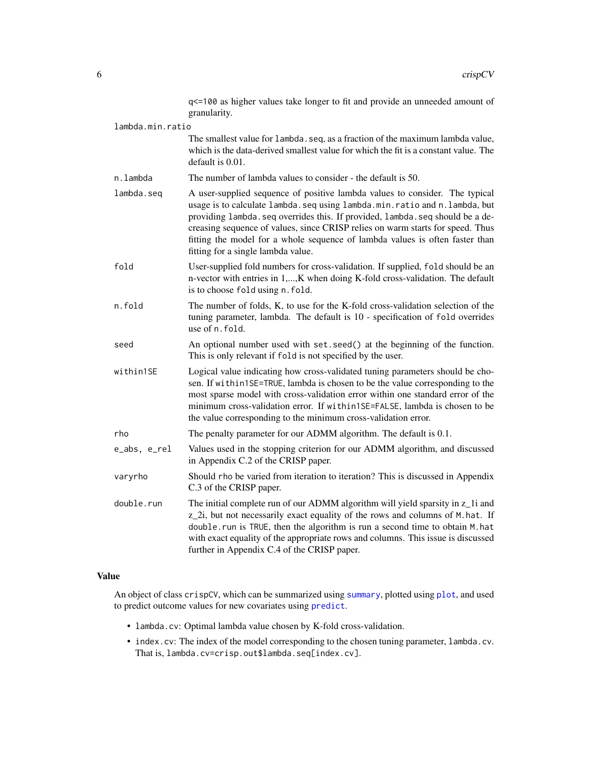q<=100 as higher values take longer to fit and provide an unneeded amount of granularity.

`lambda.min.ratio`
: The smallest value for `lambda.seq`, as a fraction of the maximum lambda value, which is the data-derived smallest value for which the fit is a constant value. The default is 0.01.

`n.lambda`
: The number of lambda values to consider - the default is 50.

`lambda.seq`
: A user-supplied sequence of positive lambda values to consider. The typical usage is to calculate `lambda.seq` using `lambda.min.ratio` and `n.lambda`, but providing `lambda.seq` overrides this. If provided, `lambda.seq` should be a decreasing sequence of values, since CRISP relies on warm starts for speed. Thus fitting the model for a whole sequence of lambda values is often faster than fitting for a single lambda value.

`fold`
: User-supplied fold numbers for cross-validation. If supplied, `fold` should be an n-vector with entries in 1,...,K when doing K-fold cross-validation. The default is to choose `fold` using `n.fold`.

`n.fold`
: The number of folds, K, to use for the K-fold cross-validation selection of the tuning parameter, lambda. The default is 10 - specification of `fold` overrides use of `n.fold`.

`seed`
: An optional number used with `set.seed()` at the beginning of the function. This is only relevant if `fold` is not specified by the user.

`within1SE`
: Logical value indicating how cross-validated tuning parameters should be chosen. If `within1SE=TRUE`, lambda is chosen to be the value corresponding to the most sparse model with cross-validation error within one standard error of the minimum cross-validation error. If `within1SE=FALSE`, lambda is chosen to be the value corresponding to the minimum cross-validation error.

`rho`
: The penalty parameter for our ADMM algorithm. The default is 0.1.

`e_abs, e_rel`
: Values used in the stopping criterion for our ADMM algorithm, and discussed in Appendix C.2 of the CRISP paper.

`varyrho`
: Should `rho` be varied from iteration to iteration? This is discussed in Appendix C.3 of the CRISP paper.

`double.run`
: The initial complete run of our ADMM algorithm will yield sparsity in z_1i and z_2i, but not necessarily exact equality of the rows and columns of `M.hat`. If `double.run` is `TRUE`, then the algorithm is run a second time to obtain `M.hat` with exact equality of the appropriate rows and columns. This issue is discussed further in Appendix C.4 of the CRISP paper.

## Value

An object of class `crispCV`, which can be summarized using `summary`, plotted using `plot`, and used to predict outcome values for new covariates using `predict`.

- `lambda.cv`: Optimal lambda value chosen by K-fold cross-validation.
- `index.cv`: The index of the model corresponding to the chosen tuning parameter, `lambda.cv`. That is, `lambda.cv=crisp.out$lambda.seq[index.cv]`.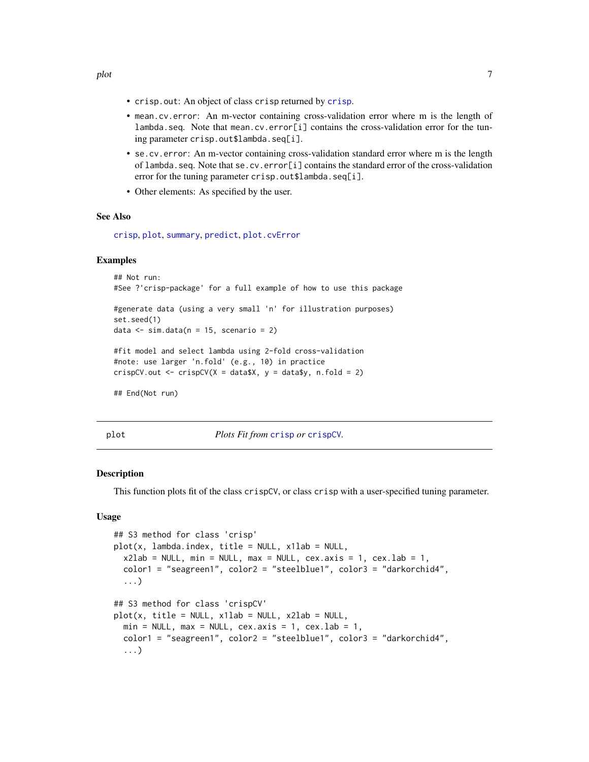- `crisp.out`: An object of class `crisp` returned by `crisp`.
- `mean.cv.error`: An m-vector containing cross-validation error where m is the length of `lambda.seq`. Note that `mean.cv.error[i]` contains the cross-validation error for the tuning parameter `crisp.out$lambda.seq[i]`.
- `se.cv.error`: An m-vector containing cross-validation standard error where m is the length of `lambda.seq`. Note that `se.cv.error[i]` contains the standard error of the cross-validation error for the tuning parameter `crisp.out$lambda.seq[i]`.
- Other elements: As specified by the user.

### See Also

`crisp`, `plot`, `summary`, `predict`, `plot.cvError`

### Examples

```
## Not run:
#See ?'crisp-package' for a full example of how to use this package

#generate data (using a very small 'n' for illustration purposes)
set.seed(1)
data <- sim.data(n = 15, scenario = 2)

#fit model and select lambda using 2-fold cross-validation
#note: use larger 'n.fold' (e.g., 10) in practice
crispCV.out <- crispCV(X = data$X, y = data$y, n.fold = 2)

## End(Not run)
```

---

## plot — *Plots Fit from `crisp` or `crispCV`.*

---

### Description

This function plots fit of the class `crispCV`, or class `crisp` with a user-specified tuning parameter.

### Usage

```
## S3 method for class 'crisp'
plot(x, lambda.index, title = NULL, x1lab = NULL,
  x2lab = NULL, min = NULL, max = NULL, cex.axis = 1, cex.lab = 1,
  color1 = "seagreen1", color2 = "steelblue1", color3 = "darkorchid4",
  ...)

## S3 method for class 'crispCV'
plot(x, title = NULL, x1lab = NULL, x2lab = NULL,
  min = NULL, max = NULL, cex.axis = 1, cex.lab = 1,
  color1 = "seagreen1", color2 = "steelblue1", color3 = "darkorchid4",
  ...)
```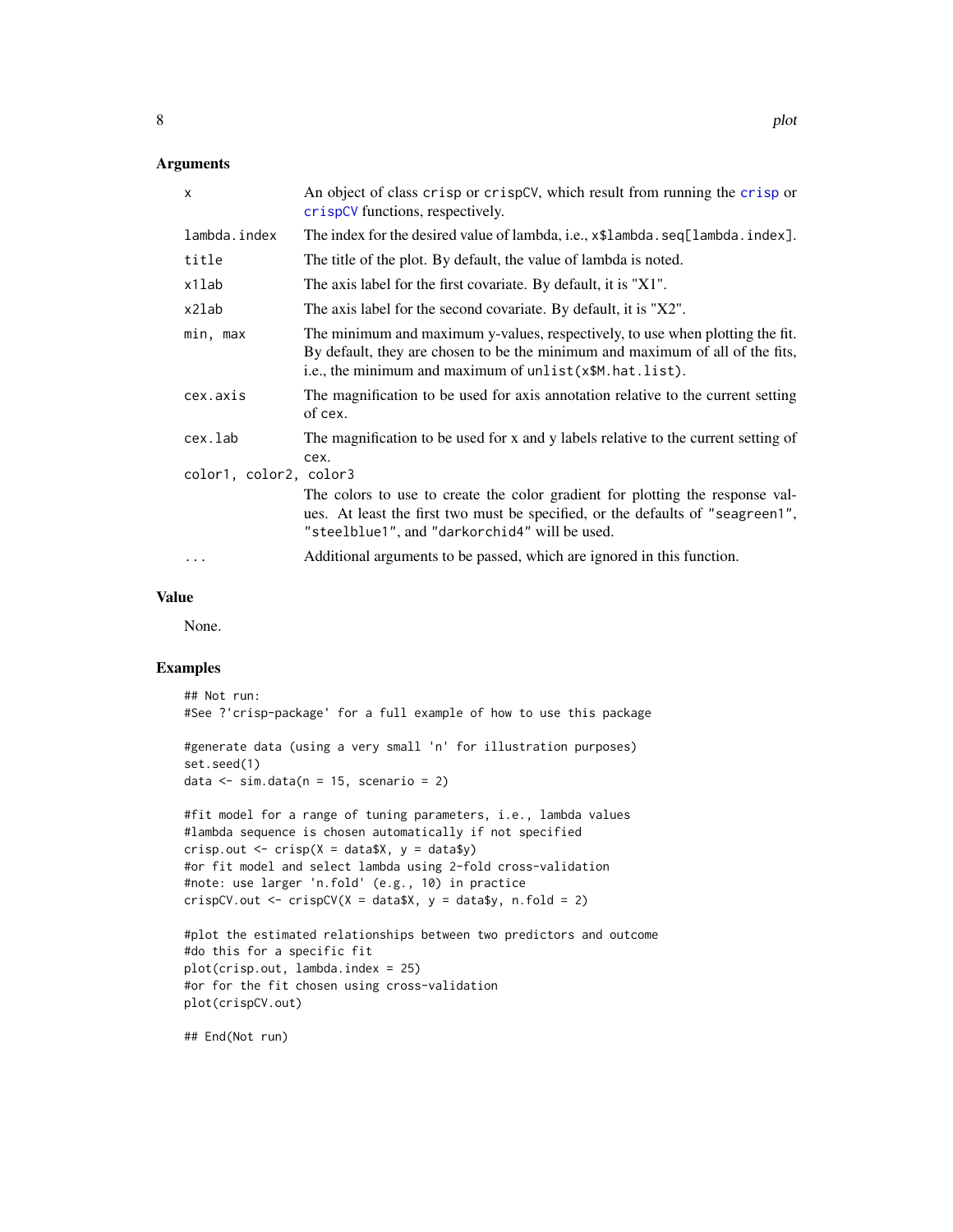### Arguments

| Argument | Description |
|---|---|
| `x` | An object of class `crisp` or `crispCV`, which result from running the `crisp` or `crispCV` functions, respectively. |
| `lambda.index` | The index for the desired value of lambda, i.e., `x$lambda.seq[lambda.index]`. |
| `title` | The title of the plot. By default, the value of lambda is noted. |
| `x1lab` | The axis label for the first covariate. By default, it is "X1". |
| `x2lab` | The axis label for the second covariate. By default, it is "X2". |
| `min, max` | The minimum and maximum y-values, respectively, to use when plotting the fit. By default, they are chosen to be the minimum and maximum of all of the fits, i.e., the minimum and maximum of `unlist(x$M.hat.list)`. |
| `cex.axis` | The magnification to be used for axis annotation relative to the current setting of `cex`. |
| `cex.lab` | The magnification to be used for x and y labels relative to the current setting of `cex`. |
| `color1, color2, color3` | The colors to use to create the color gradient for plotting the response values. At least the first two must be specified, or the defaults of `"seagreen1"`, `"steelblue1"`, and `"darkorchid4"` will be used. |
| `...` | Additional arguments to be passed, which are ignored in this function. |

### Value

None.

### Examples

```
## Not run:
#See ?'crisp-package' for a full example of how to use this package

#generate data (using a very small 'n' for illustration purposes)
set.seed(1)
data <- sim.data(n = 15, scenario = 2)

#fit model for a range of tuning parameters, i.e., lambda values
#lambda sequence is chosen automatically if not specified
crisp.out <- crisp(X = data$X, y = data$y)
#or fit model and select lambda using 2-fold cross-validation
#note: use larger 'n.fold' (e.g., 10) in practice
crispCV.out <- crispCV(X = data$X, y = data$y, n.fold = 2)

#plot the estimated relationships between two predictors and outcome
#do this for a specific fit
plot(crisp.out, lambda.index = 25)
#or for the fit chosen using cross-validation
plot(crispCV.out)

## End(Not run)
```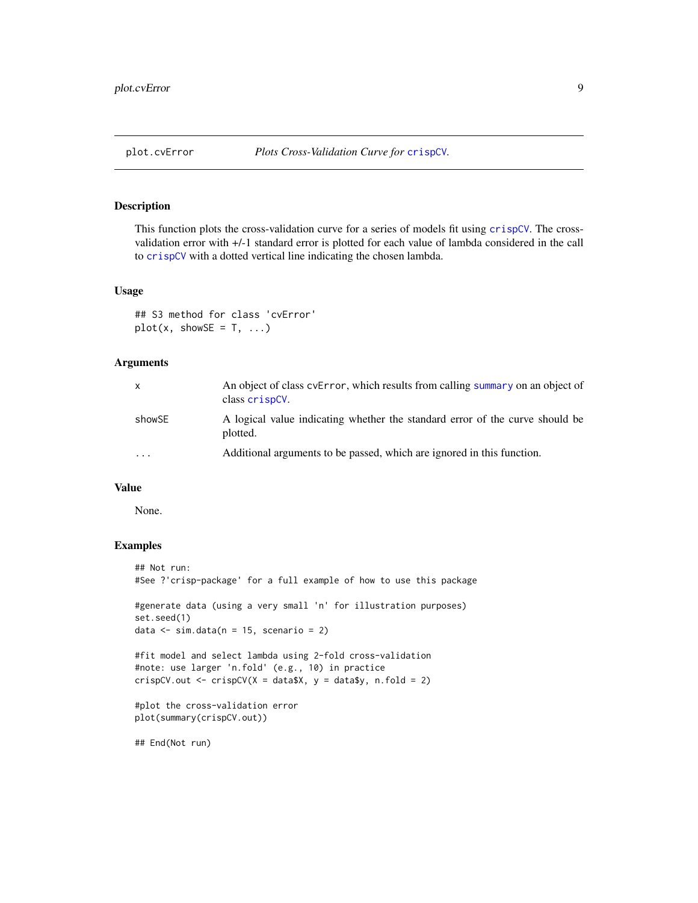## plot.cvError — *Plots Cross-Validation Curve for crispCV.*

### Description

This function plots the cross-validation curve for a series of models fit using crispCV. The cross-validation error with +/-1 standard error is plotted for each value of lambda considered in the call to crispCV with a dotted vertical line indicating the chosen lambda.

### Usage

```
## S3 method for class 'cvError'
plot(x, showSE = T, ...)
```

### Arguments

| | |
|---|---|
| x | An object of class cvError, which results from calling summary on an object of class crispCV. |
| showSE | A logical value indicating whether the standard error of the curve should be plotted. |
| ... | Additional arguments to be passed, which are ignored in this function. |

### Value

None.

### Examples

```
## Not run:
#See ?'crisp-package' for a full example of how to use this package

#generate data (using a very small 'n' for illustration purposes)
set.seed(1)
data <- sim.data(n = 15, scenario = 2)

#fit model and select lambda using 2-fold cross-validation
#note: use larger 'n.fold' (e.g., 10) in practice
crispCV.out <- crispCV(X = data$X, y = data$y, n.fold = 2)

#plot the cross-validation error
plot(summary(crispCV.out))

## End(Not run)
```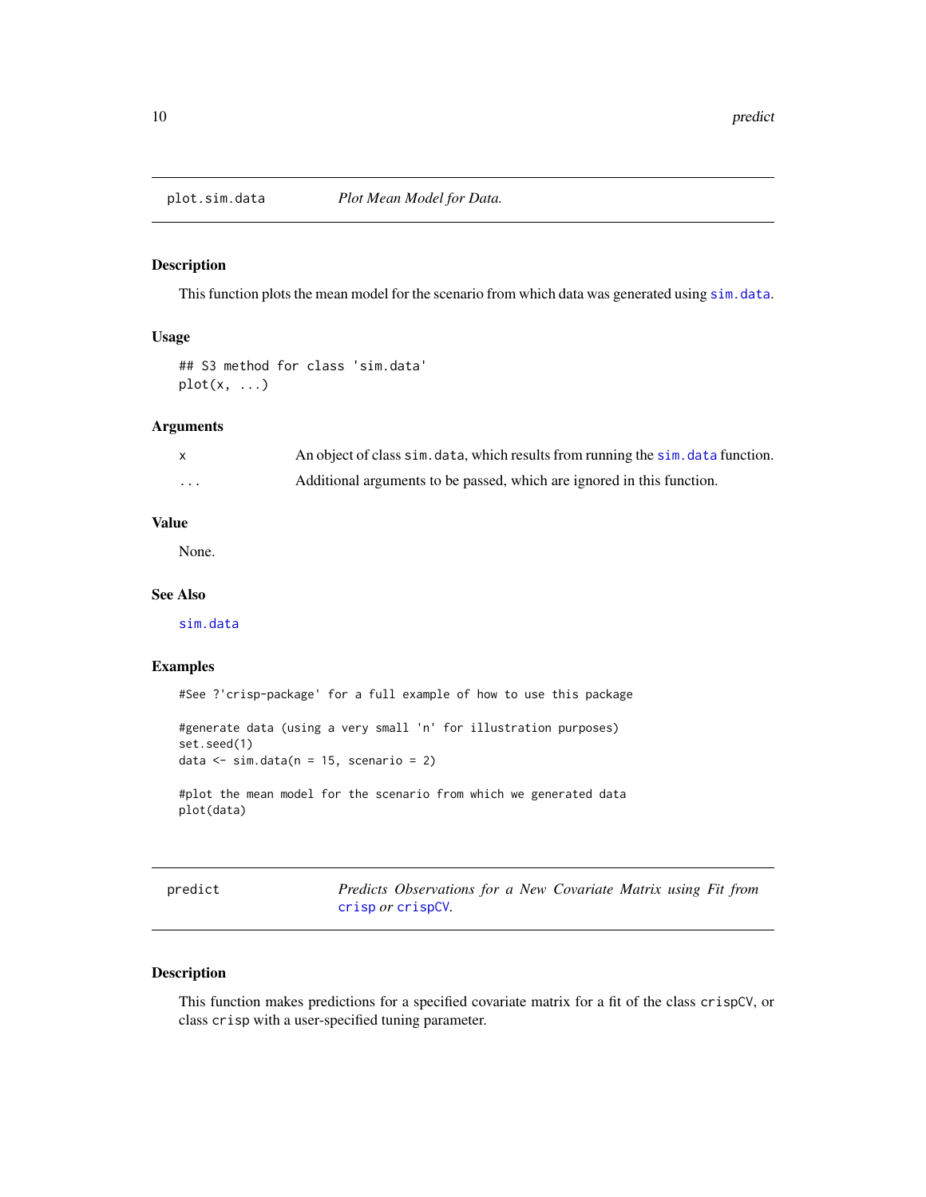## plot.sim.data — *Plot Mean Model for Data.*

### Description

This function plots the mean model for the scenario from which data was generated using `sim.data`.

### Usage

```
## S3 method for class 'sim.data'
plot(x, ...)
```

### Arguments

| | |
|---|---|
| `x` | An object of class `sim.data`, which results from running the `sim.data` function. |
| `...` | Additional arguments to be passed, which are ignored in this function. |

### Value

None.

### See Also

`sim.data`

### Examples

```
#See ?'crisp-package' for a full example of how to use this package

#generate data (using a very small 'n' for illustration purposes)
set.seed(1)
data <- sim.data(n = 15, scenario = 2)

#plot the mean model for the scenario from which we generated data
plot(data)
```

## predict — *Predicts Observations for a New Covariate Matrix using Fit from `crisp` or `crispCV`.*

### Description

This function makes predictions for a specified covariate matrix for a fit of the class `crispCV`, or class `crisp` with a user-specified tuning parameter.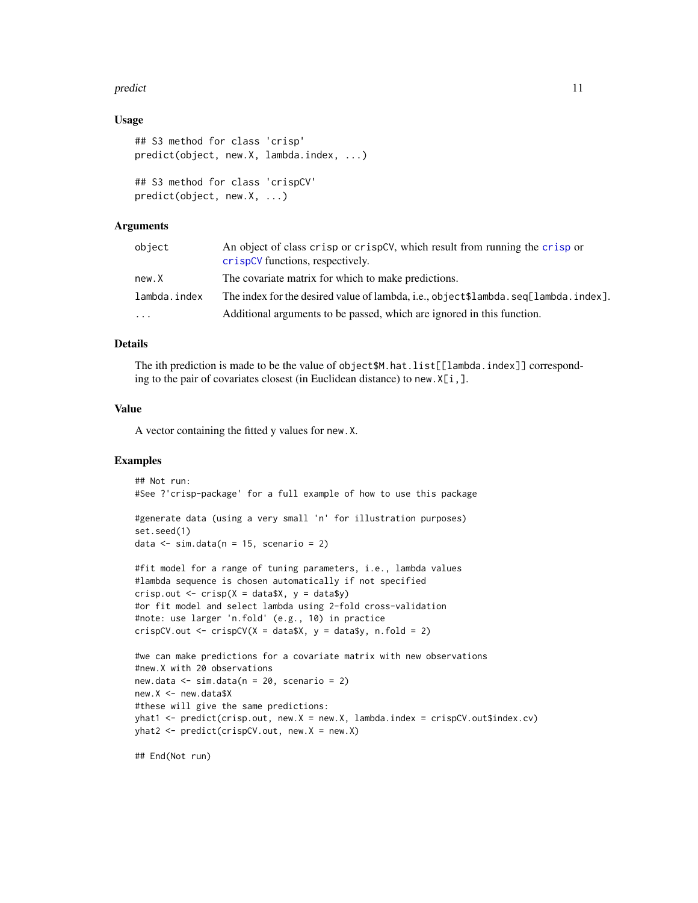### Usage

```
## S3 method for class 'crisp'
predict(object, new.X, lambda.index, ...)

## S3 method for class 'crispCV'
predict(object, new.X, ...)
```

### Arguments

| | |
|---|---|
| object | An object of class crisp or crispCV, which result from running the crisp or crispCV functions, respectively. |
| new.X | The covariate matrix for which to make predictions. |
| lambda.index | The index for the desired value of lambda, i.e., object$lambda.seq[lambda.index]. |
| ... | Additional arguments to be passed, which are ignored in this function. |

### Details

The ith prediction is made to be the value of object$M.hat.list[[lambda.index]] corresponding to the pair of covariates closest (in Euclidean distance) to new.X[i,].

### Value

A vector containing the fitted y values for new.X.

### Examples

```
## Not run:
#See ?'crisp-package' for a full example of how to use this package

#generate data (using a very small 'n' for illustration purposes)
set.seed(1)
data <- sim.data(n = 15, scenario = 2)

#fit model for a range of tuning parameters, i.e., lambda values
#lambda sequence is chosen automatically if not specified
crisp.out <- crisp(X = data$X, y = data$y)
#or fit model and select lambda using 2-fold cross-validation
#note: use larger 'n.fold' (e.g., 10) in practice
crispCV.out <- crispCV(X = data$X, y = data$y, n.fold = 2)

#we can make predictions for a covariate matrix with new observations
#new.X with 20 observations
new.data <- sim.data(n = 20, scenario = 2)
new.X <- new.data$X
#these will give the same predictions:
yhat1 <- predict(crisp.out, new.X = new.X, lambda.index = crispCV.out$index.cv)
yhat2 <- predict(crispCV.out, new.X = new.X)

## End(Not run)
```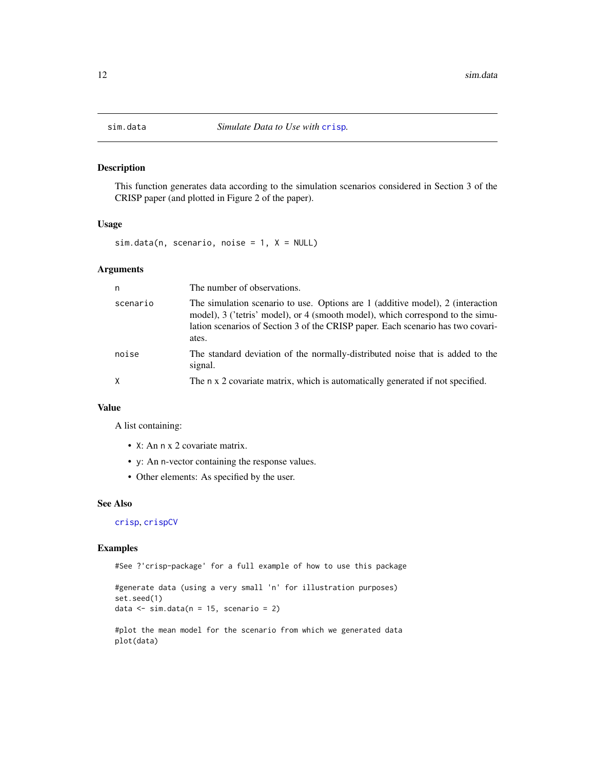## sim.data *Simulate Data to Use with* `crisp`.

### Description

This function generates data according to the simulation scenarios considered in Section 3 of the CRISP paper (and plotted in Figure 2 of the paper).

### Usage

```
sim.data(n, scenario, noise = 1, X = NULL)
```

### Arguments

| | |
|---|---|
| `n` | The number of observations. |
| `scenario` | The simulation scenario to use. Options are 1 (additive model), 2 (interaction model), 3 ('tetris' model), or 4 (smooth model), which correspond to the simulation scenarios of Section 3 of the CRISP paper. Each scenario has two covariates. |
| `noise` | The standard deviation of the normally-distributed noise that is added to the signal. |
| `X` | The `n` x 2 covariate matrix, which is automatically generated if not specified. |

### Value

A list containing:

- `X`: An `n` x 2 covariate matrix.
- `y`: An `n`-vector containing the response values.
- Other elements: As specified by the user.

### See Also

`crisp`, `crispCV`

### Examples

```
#See ?'crisp-package' for a full example of how to use this package

#generate data (using a very small 'n' for illustration purposes)
set.seed(1)
data <- sim.data(n = 15, scenario = 2)

#plot the mean model for the scenario from which we generated data
plot(data)
```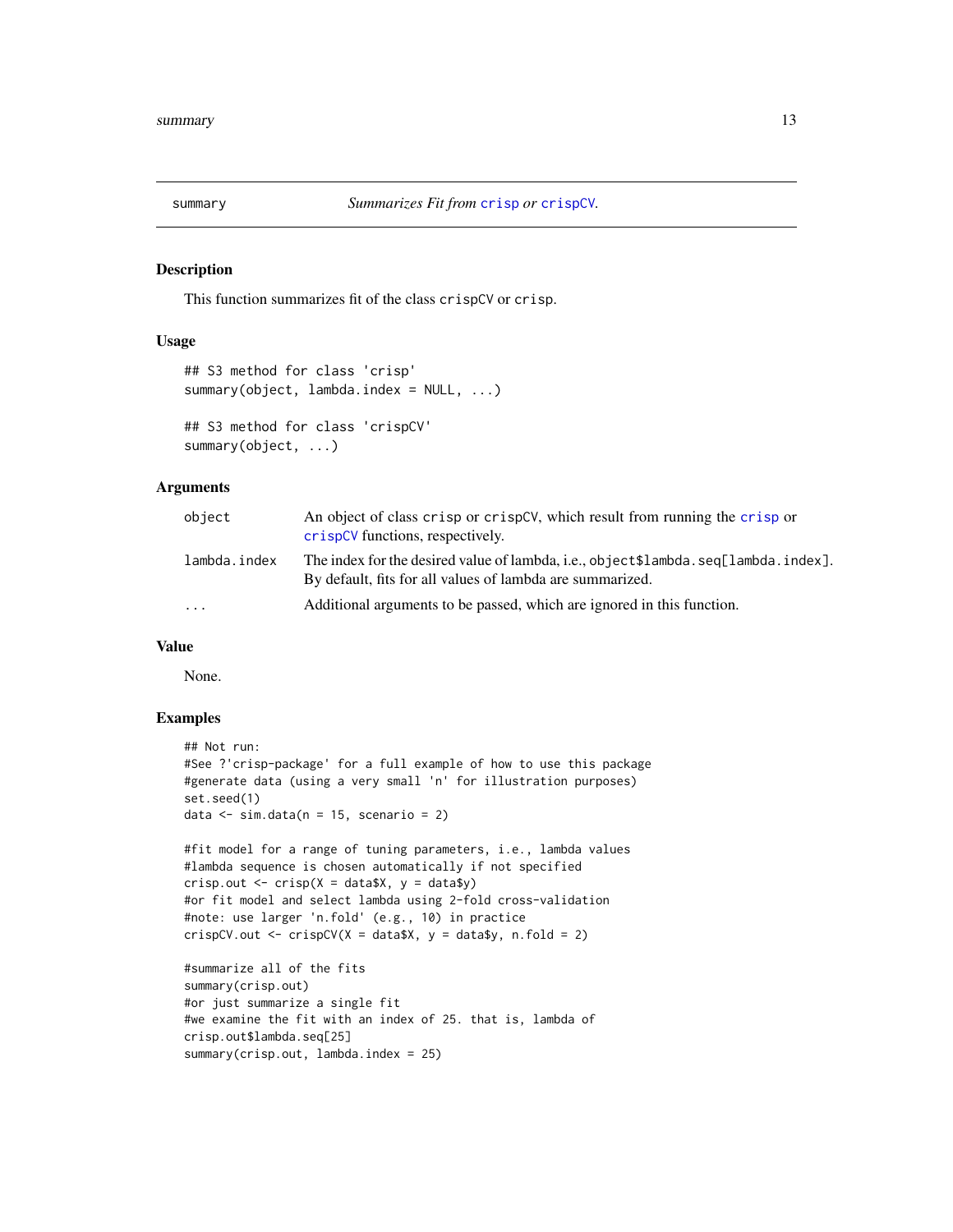## summary — *Summarizes Fit from* crisp *or* crispCV.

### Description

This function summarizes fit of the class crispCV or crisp.

### Usage

```
## S3 method for class 'crisp'
summary(object, lambda.index = NULL, ...)

## S3 method for class 'crispCV'
summary(object, ...)
```

### Arguments

| | |
|---|---|
| object | An object of class crisp or crispCV, which result from running the crisp or crispCV functions, respectively. |
| lambda.index | The index for the desired value of lambda, i.e., object$lambda.seq[lambda.index]. By default, fits for all values of lambda are summarized. |
| ... | Additional arguments to be passed, which are ignored in this function. |

### Value

None.

### Examples

```
## Not run:
#See ?'crisp-package' for a full example of how to use this package
#generate data (using a very small 'n' for illustration purposes)
set.seed(1)
data <- sim.data(n = 15, scenario = 2)

#fit model for a range of tuning parameters, i.e., lambda values
#lambda sequence is chosen automatically if not specified
crisp.out <- crisp(X = data$X, y = data$y)
#or fit model and select lambda using 2-fold cross-validation
#note: use larger 'n.fold' (e.g., 10) in practice
crispCV.out <- crispCV(X = data$X, y = data$y, n.fold = 2)

#summarize all of the fits
summary(crisp.out)
#or just summarize a single fit
#we examine the fit with an index of 25. that is, lambda of
crisp.out$lambda.seq[25]
summary(crisp.out, lambda.index = 25)
```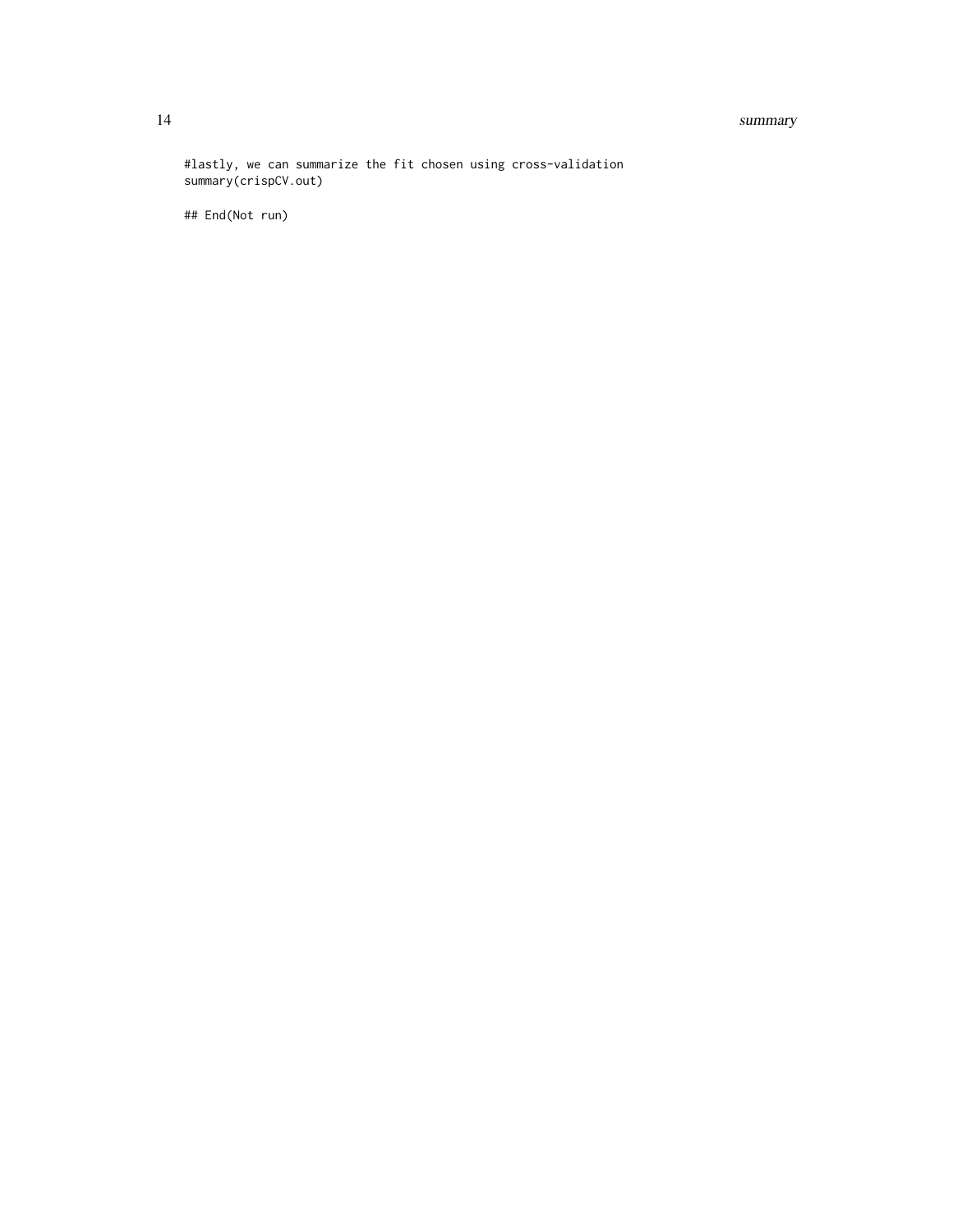```
#lastly, we can summarize the fit chosen using cross-validation
summary(crispCV.out)

## End(Not run)
```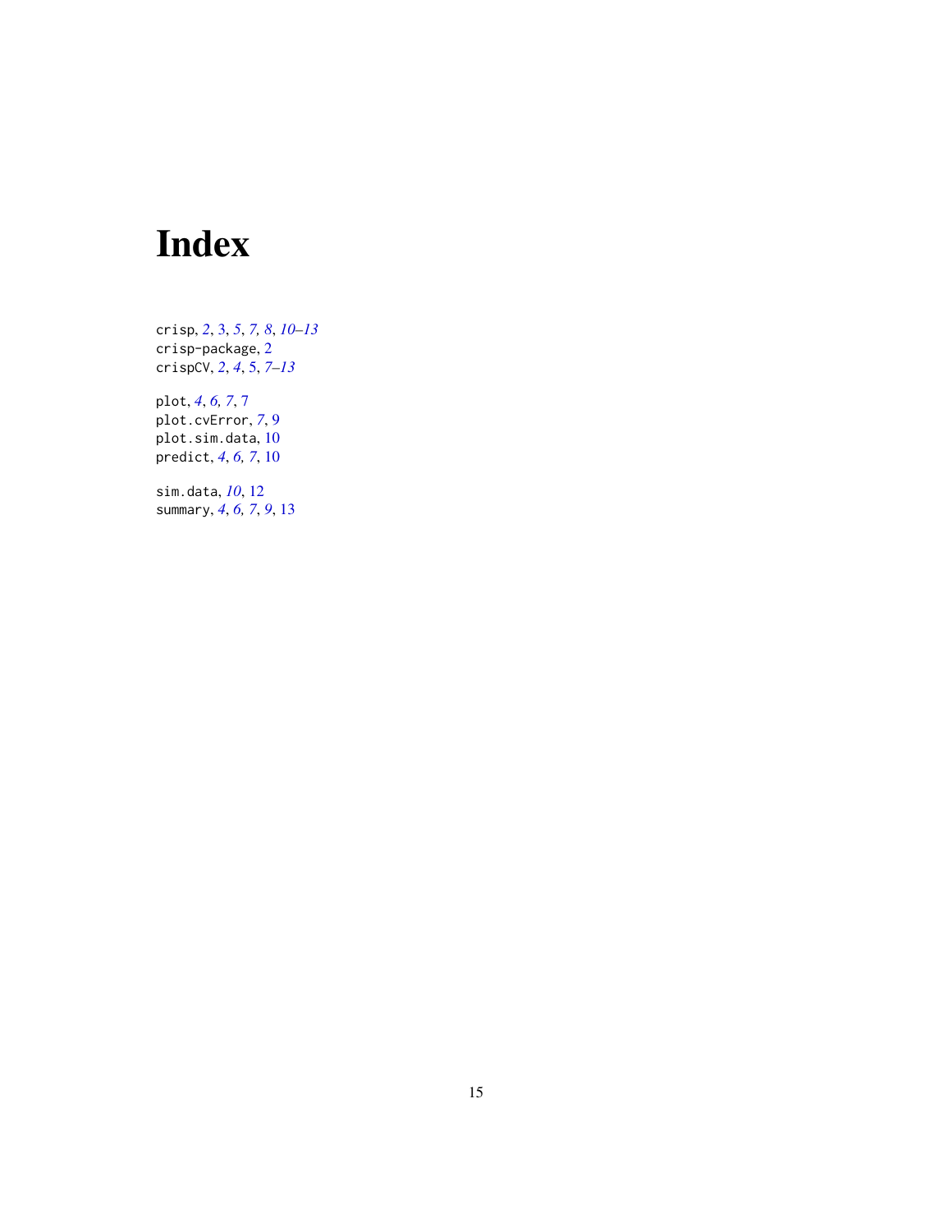# Index

crisp, *2*, 3, *5*, *7, 8*, *10–13*
crisp-package, 2
crispCV, *2*, *4*, 5, *7–13*

plot, *4*, *6, 7*, 7
plot.cvError, *7*, 9
plot.sim.data, 10
predict, *4*, *6, 7*, 10

sim.data, *10*, 12
summary, *4*, *6, 7*, *9*, 13